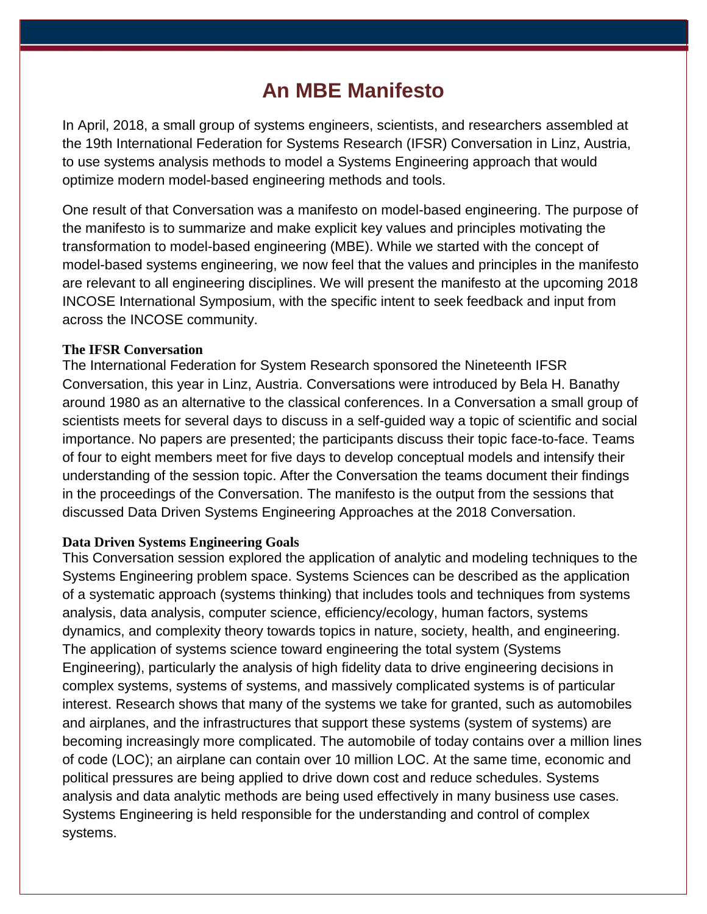# An MBE Manifesto

In April, 2018, a small group of systems engineers, scientists, and researchers assembled at the 19th International Federation for Systems Research (IFSR) Conversation in Linz, Austria, to use systems analysis methods to model a Systems Engineering approach that would optimize modern model-based engineering methods and tools.

One result of that Conversation was a manifesto on model-based engineering. The purpose of the manifesto is to summarize and make explicit key values and principles motivating the transformation to model-based engineering (MBE). While we started with the concept of model-based systems engineering, we now feel that the values and principles in the manifesto are relevant to all engineering disciplines. We will present the manifesto at the upcoming 2018 INCOSE International Symposium, with the specific intent to seek feedback and input from across the INCOSE community.

### The IFSR Conversation

The International Federation for System Research sponsored the Nineteenth IFSR Conversation, this year in Linz, Austria. Conversations were introduced by Bela H. Banathy around 1980 as an alternative to the classical conferences. In a Conversation a small group of scientists meets for several days to discuss in a self-guided way a topic of scientific and social importance. No papers are presented; the participants discuss their topic face-to-face. Teams of four to eight members meet for five days to develop conceptual models and intensify their understanding of the session topic. After the Conversation the teams document their findings in the proceedings of the Conversation. The manifesto is the output from the sessions that discussed Data Driven Systems Engineering Approaches at the 2018 Conversation.

### Data Driven Systems Engineering Goals

This Conversation session explored the application of analytic and modeling techniques to the Systems Engineering problem space. Systems Sciences can be described as the application of a systematic approach (systems thinking) that includes tools and techniques from systems analysis, data analysis, computer science, efficiency/ecology, human factors, systems dynamics, and complexity theory towards topics in nature, society, health, and engineering. The application of systems science toward engineering the total system (Systems Engineering), particularly the analysis of high fidelity data to drive engineering decisions in complex systems, systems of systems, and massively complicated systems is of particular interest. Research shows that many of the systems we take for granted, such as automobiles and airplanes, and the infrastructures that support these systems (system of systems) are becoming increasingly more complicated. The automobile of today contains over a million lines of code (LOC); an airplane can contain over 10 million LOC. At the same time, economic and political pressures are being applied to drive down cost and reduce schedules. Systems analysis and data analytic methods are being used effectively in many business use cases. Systems Engineering is held responsible for the understanding and control of complex systems.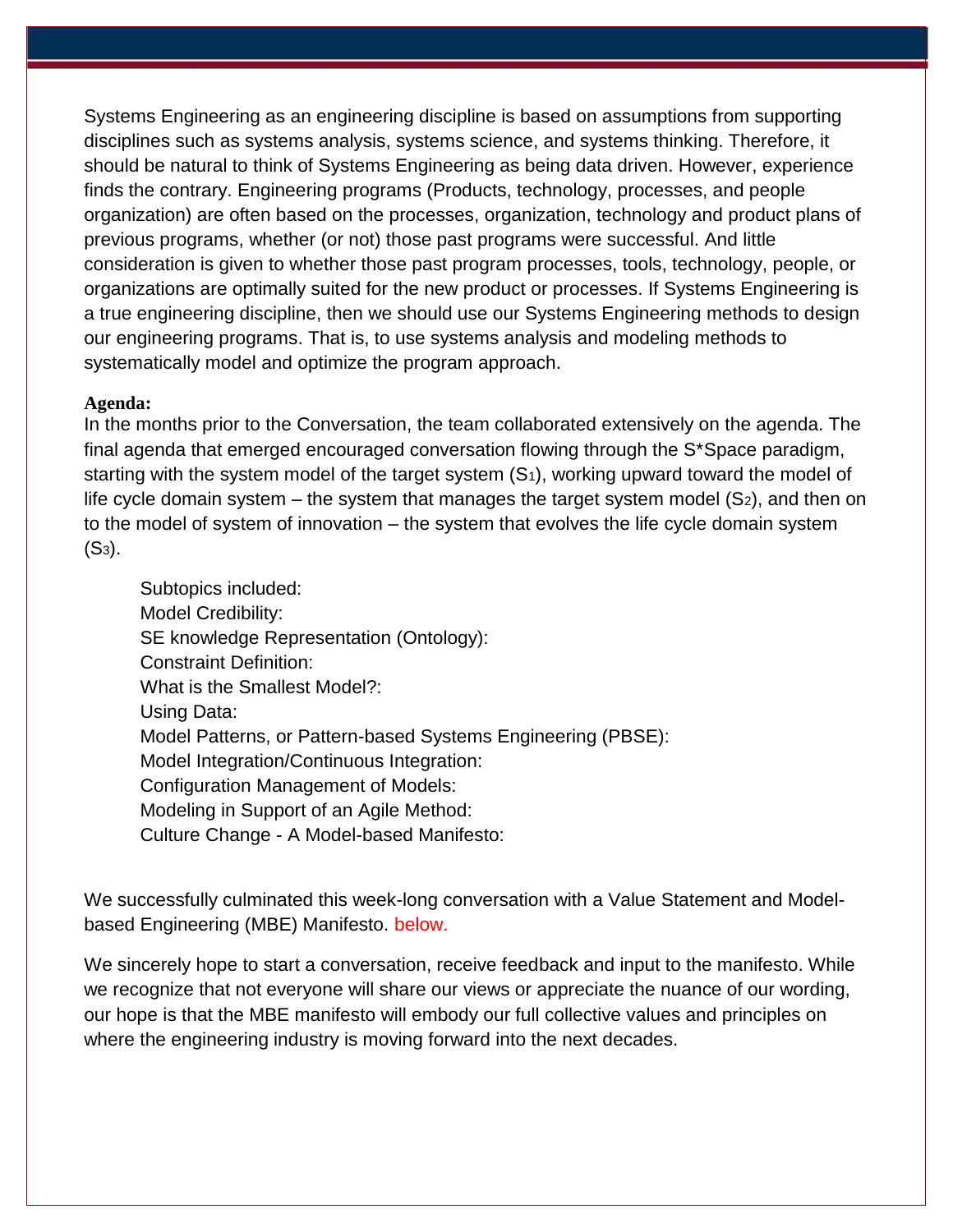Systems Engineering as an engineering discipline is based on assumptions from supporting disciplines such as systems analysis, systems science, and systems thinking. Therefore, it should be natural to think of Systems Engineering as being data driven. However, experience finds the contrary. Engineering programs (Products, technology, processes, and people organization) are often based on the processes, organization, technology and product plans of previous programs, whether (or not) those past programs were successful. And little consideration is given to whether those past program processes, tools, technology, people, or organizations are optimally suited for the new product or processes. If Systems Engineering is a true engineering discipline, then we should use our Systems Engineering methods to design our engineering programs. That is, to use systems analysis and modeling methods to systematically model and optimize the program approach.

**Agenda:**

In the months prior to the Conversation, the team collaborated extensively on the agenda. The final agenda that emerged encouraged conversation flowing through the S*Space paradigm, starting with the system model of the target system ($S_1$), working upward toward the model of life cycle domain system – the system that manages the target system model ($S_2$), and then on to the model of system of innovation – the system that evolves the life cycle domain system ($S_3$).

Subtopics included:
Model Credibility:
SE knowledge Representation (Ontology):
Constraint Definition:
What is the Smallest Model?:
Using Data:
Model Patterns, or Pattern-based Systems Engineering (PBSE):
Model Integration/Continuous Integration:
Configuration Management of Models:
Modeling in Support of an Agile Method:
Culture Change - A Model-based Manifesto:

We successfully culminated this week-long conversation with a Value Statement and Model-based Engineering (MBE) Manifesto. below.

We sincerely hope to start a conversation, receive feedback and input to the manifesto. While we recognize that not everyone will share our views or appreciate the nuance of our wording, our hope is that the MBE manifesto will embody our full collective values and principles on where the engineering industry is moving forward into the next decades.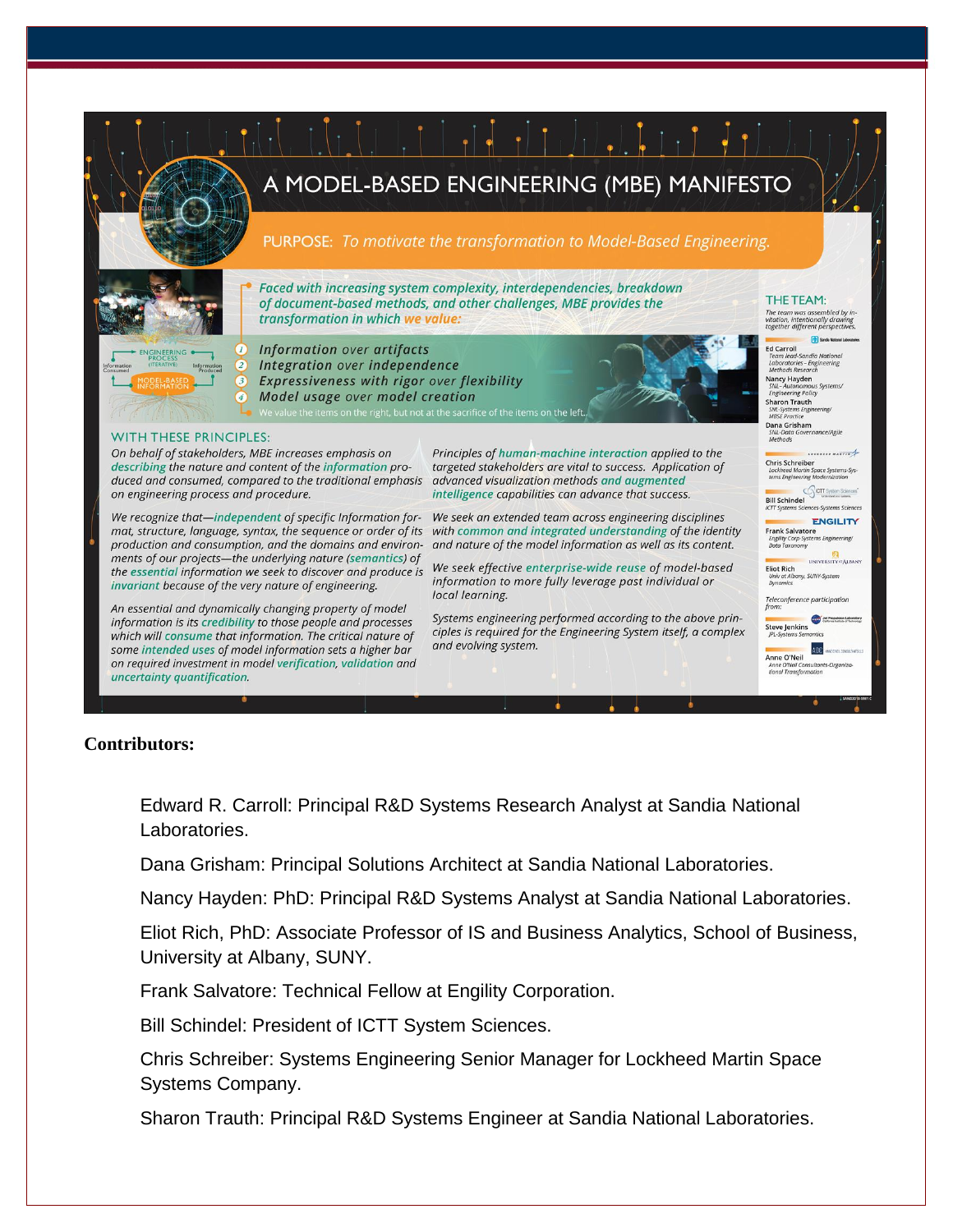# A MODEL-BASED ENGINEERING (MBE) MANIFESTO

PURPOSE: *To motivate the transformation to Model-Based Engineering.*

*Faced with increasing system complexity, interdependencies, breakdown of document-based methods, and other challenges, MBE provides the transformation in which we value:*

1. *Information over artifacts*
2. *Integration over independence*
3. *Expressiveness with rigor over flexibility*
4. *Model usage over model creation*

We value the items on the right, but not at the sacrifice of the items on the left.

## WITH THESE PRINCIPLES:

*On behalf of stakeholders, MBE increases emphasis on describing the nature and content of the information produced and consumed, compared to the traditional emphasis on engineering process and procedure.*

*We recognize that—independent of specific Information format, structure, language, syntax, the sequence or order of its production and consumption, and the domains and environments of our projects—the underlying nature (semantics) of the essential information we seek to discover and produce is invariant because of the very nature of engineering.*

*An essential and dynamically changing property of model information is its credibility to those people and processes which will consume that information. The critical nature of some intended uses of model information sets a higher bar on required investment in model verification, validation and uncertainty quantification.*

*Principles of human-machine interaction applied to the targeted stakeholders are vital to success. Application of advanced visualization methods and augmented intelligence capabilities can advance that success.*

*We seek an extended team across engineering disciplines with common and integrated understanding of the identity and nature of the model information as well as its content.*

*We seek effective enterprise-wide reuse of model-based information to more fully leverage past individual or local learning.*

*Systems engineering performed according to the above principles is required for the Engineering System itself, a complex and evolving system.*

## THE TEAM:

*The team was assembled by invitation, intentionally drawing together different perspectives.*

- Ed Carroll — *Team lead-Sandia National Laboratories - Engineering Methods Research*
- Nancy Hayden — *SNL- Autonomous Systems/ Engineering Policy*
- Sharon Trauth — *SNL-Systems Engineering/ MBSE Practice*
- Dana Grisham — *SNL-Data Governance/Agile Methods*
- Chris Schreiber — *Lockheed Martin Space Systems-Systems Engineering Modernization*
- Bill Schindel — *ICTT Systems Sciences-Systems Sciences*
- Frank Salvatore — *Engility Corp-Systems Engineering/ Data Taxonomy*
- Eliot Rich — *Univ at Albany, SUNY-System Dynamics*

*Teleconference participation from:*

- Steve Jenkins — *JPL-Systems Semantics*
- Anne O'Neil — *Anne O'Neil Consultants-Organizational Transformation*

**Contributors:**

Edward R. Carroll: Principal R&D Systems Research Analyst at Sandia National Laboratories.

Dana Grisham: Principal Solutions Architect at Sandia National Laboratories.

Nancy Hayden: PhD: Principal R&D Systems Analyst at Sandia National Laboratories.

Eliot Rich, PhD: Associate Professor of IS and Business Analytics, School of Business, University at Albany, SUNY.

Frank Salvatore: Technical Fellow at Engility Corporation.

Bill Schindel: President of ICTT System Sciences.

Chris Schreiber: Systems Engineering Senior Manager for Lockheed Martin Space Systems Company.

Sharon Trauth: Principal R&D Systems Engineer at Sandia National Laboratories.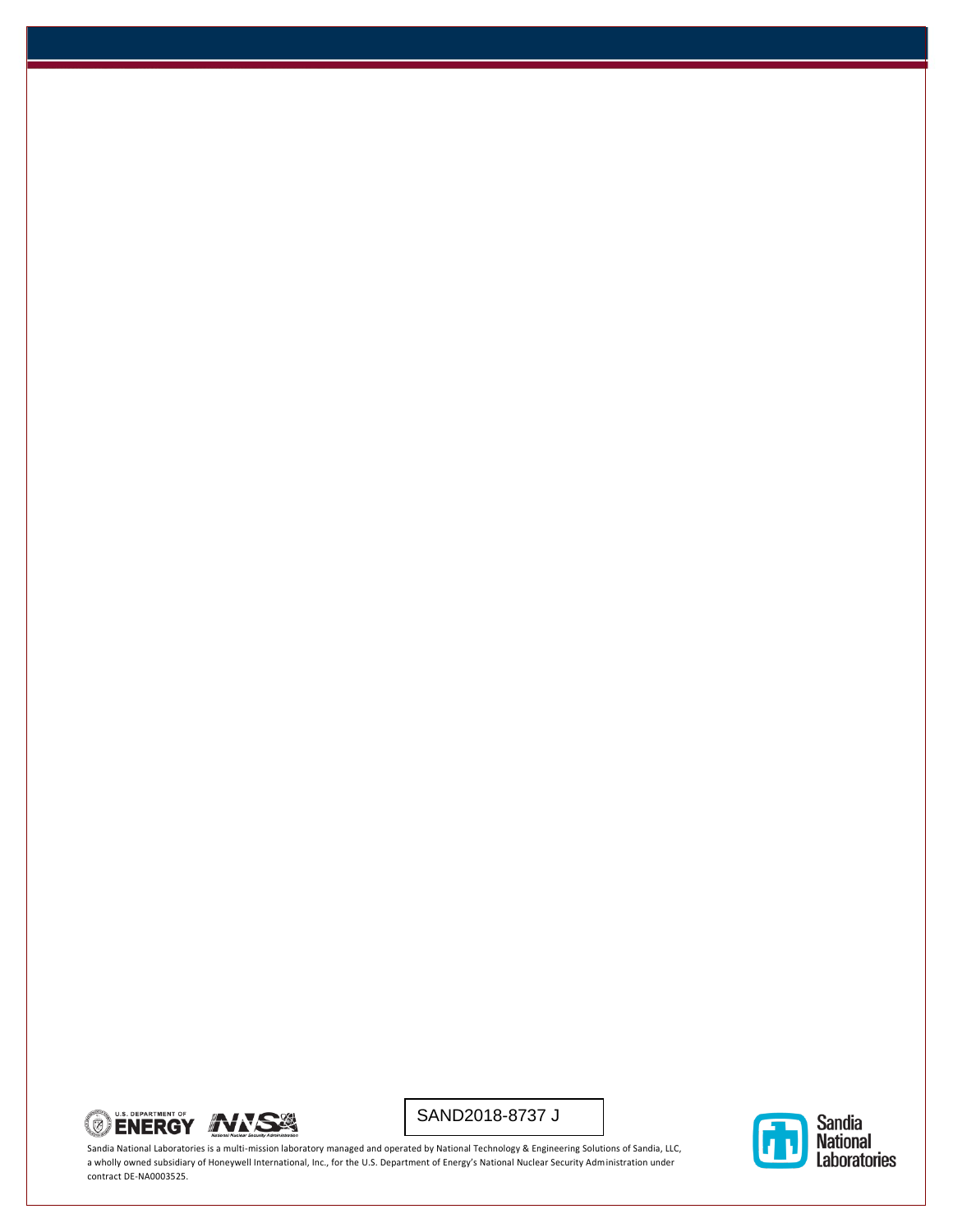SAND2018-8737 J

Sandia National Laboratories is a multi-mission laboratory managed and operated by National Technology & Engineering Solutions of Sandia, LLC, a wholly owned subsidiary of Honeywell International, Inc., for the U.S. Department of Energy's National Nuclear Security Administration under contract DE-NA0003525.